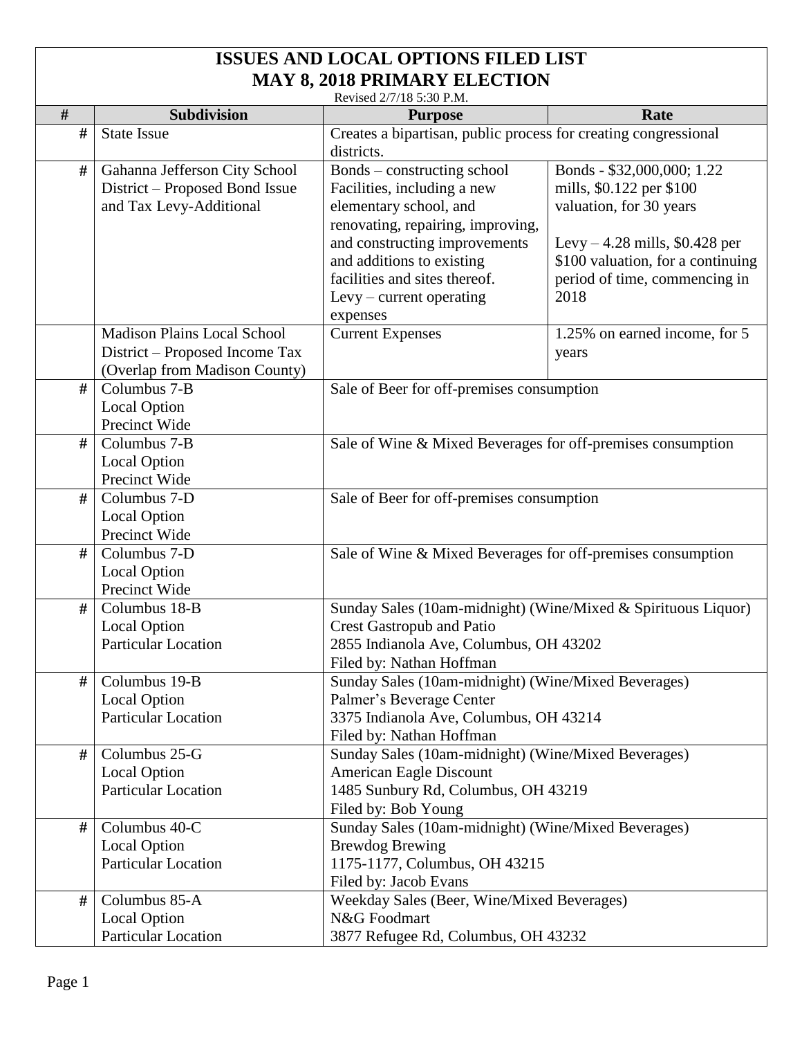# ISSUES AND LOCAL OPTIONS FILED LIST

## MAY 8, 2018 PRIMARY ELECTION

Revised 2/7/18 5:30 P.M.

| # | Subdivision | Purpose | Rate |
|---|---|---|---|
| # | State Issue | Creates a bipartisan, public process for creating congressional districts. | |
| # | Gahanna Jefferson City School District – Proposed Bond Issue and Tax Levy-Additional | Bonds – constructing school Facilities, including a new elementary school, and renovating, repairing, improving, and constructing improvements and additions to existing facilities and sites thereof. Levy – current operating expenses | Bonds - $32,000,000; 1.22 mills, $0.122 per $100 valuation, for 30 years<br><br>Levy – 4.28 mills, $0.428 per $100 valuation, for a continuing period of time, commencing in 2018 |
| | Madison Plains Local School District – Proposed Income Tax (Overlap from Madison County) | Current Expenses | 1.25% on earned income, for 5 years |
| # | Columbus 7-B<br>Local Option<br>Precinct Wide | Sale of Beer for off-premises consumption | |
| # | Columbus 7-B<br>Local Option<br>Precinct Wide | Sale of Wine & Mixed Beverages for off-premises consumption | |
| # | Columbus 7-D<br>Local Option<br>Precinct Wide | Sale of Beer for off-premises consumption | |
| # | Columbus 7-D<br>Local Option<br>Precinct Wide | Sale of Wine & Mixed Beverages for off-premises consumption | |
| # | Columbus 18-B<br>Local Option<br>Particular Location | Sunday Sales (10am-midnight) (Wine/Mixed & Spirituous Liquor)<br>Crest Gastropub and Patio<br>2855 Indianola Ave, Columbus, OH 43202<br>Filed by: Nathan Hoffman | |
| # | Columbus 19-B<br>Local Option<br>Particular Location | Sunday Sales (10am-midnight) (Wine/Mixed Beverages)<br>Palmer's Beverage Center<br>3375 Indianola Ave, Columbus, OH 43214<br>Filed by: Nathan Hoffman | |
| # | Columbus 25-G<br>Local Option<br>Particular Location | Sunday Sales (10am-midnight) (Wine/Mixed Beverages)<br>American Eagle Discount<br>1485 Sunbury Rd, Columbus, OH 43219<br>Filed by: Bob Young | |
| # | Columbus 40-C<br>Local Option<br>Particular Location | Sunday Sales (10am-midnight) (Wine/Mixed Beverages)<br>Brewdog Brewing<br>1175-1177, Columbus, OH 43215<br>Filed by: Jacob Evans | |
| # | Columbus 85-A<br>Local Option<br>Particular Location | Weekday Sales (Beer, Wine/Mixed Beverages)<br>N&G Foodmart<br>3877 Refugee Rd, Columbus, OH 43232 | |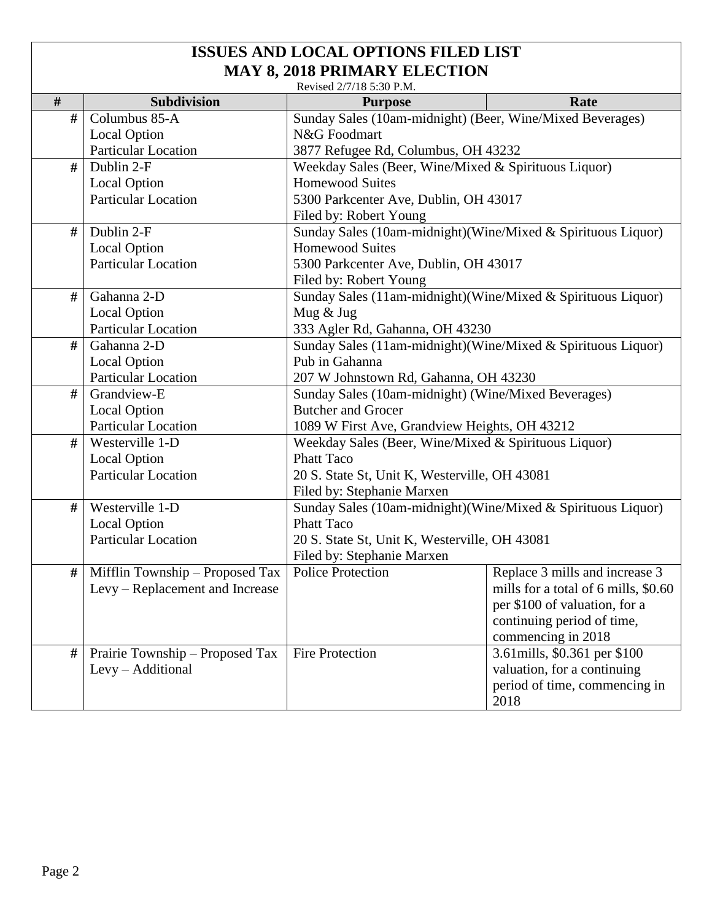# ISSUES AND LOCAL OPTIONS FILED LIST
## MAY 8, 2018 PRIMARY ELECTION

Revised 2/7/18 5:30 P.M.

| # | Subdivision | Purpose | Rate |
|---|---|---|---|
| # | Columbus 85-A<br>Local Option<br>Particular Location | Sunday Sales (10am-midnight) (Beer, Wine/Mixed Beverages)<br>N&G Foodmart<br>3877 Refugee Rd, Columbus, OH 43232 | |
| # | Dublin 2-F<br>Local Option<br>Particular Location | Weekday Sales (Beer, Wine/Mixed & Spirituous Liquor)<br>Homewood Suites<br>5300 Parkcenter Ave, Dublin, OH 43017<br>Filed by: Robert Young | |
| # | Dublin 2-F<br>Local Option<br>Particular Location | Sunday Sales (10am-midnight)(Wine/Mixed & Spirituous Liquor)<br>Homewood Suites<br>5300 Parkcenter Ave, Dublin, OH 43017<br>Filed by: Robert Young | |
| # | Gahanna 2-D<br>Local Option<br>Particular Location | Sunday Sales (11am-midnight)(Wine/Mixed & Spirituous Liquor)<br>Mug & Jug<br>333 Agler Rd, Gahanna, OH 43230 | |
| # | Gahanna 2-D<br>Local Option<br>Particular Location | Sunday Sales (11am-midnight)(Wine/Mixed & Spirituous Liquor)<br>Pub in Gahanna<br>207 W Johnstown Rd, Gahanna, OH 43230 | |
| # | Grandview-E<br>Local Option<br>Particular Location | Sunday Sales (10am-midnight) (Wine/Mixed Beverages)<br>Butcher and Grocer<br>1089 W First Ave, Grandview Heights, OH 43212 | |
| # | Westerville 1-D<br>Local Option<br>Particular Location | Weekday Sales (Beer, Wine/Mixed & Spirituous Liquor)<br>Phatt Taco<br>20 S. State St, Unit K, Westerville, OH 43081<br>Filed by: Stephanie Marxen | |
| # | Westerville 1-D<br>Local Option<br>Particular Location | Sunday Sales (10am-midnight)(Wine/Mixed & Spirituous Liquor)<br>Phatt Taco<br>20 S. State St, Unit K, Westerville, OH 43081<br>Filed by: Stephanie Marxen | |
| # | Mifflin Township – Proposed Tax Levy – Replacement and Increase | Police Protection | Replace 3 mills and increase 3 mills for a total of 6 mills, $0.60 per $100 of valuation, for a continuing period of time, commencing in 2018 |
| # | Prairie Township – Proposed Tax Levy – Additional | Fire Protection | 3.61mills, $0.361 per $100 valuation, for a continuing period of time, commencing in 2018 |